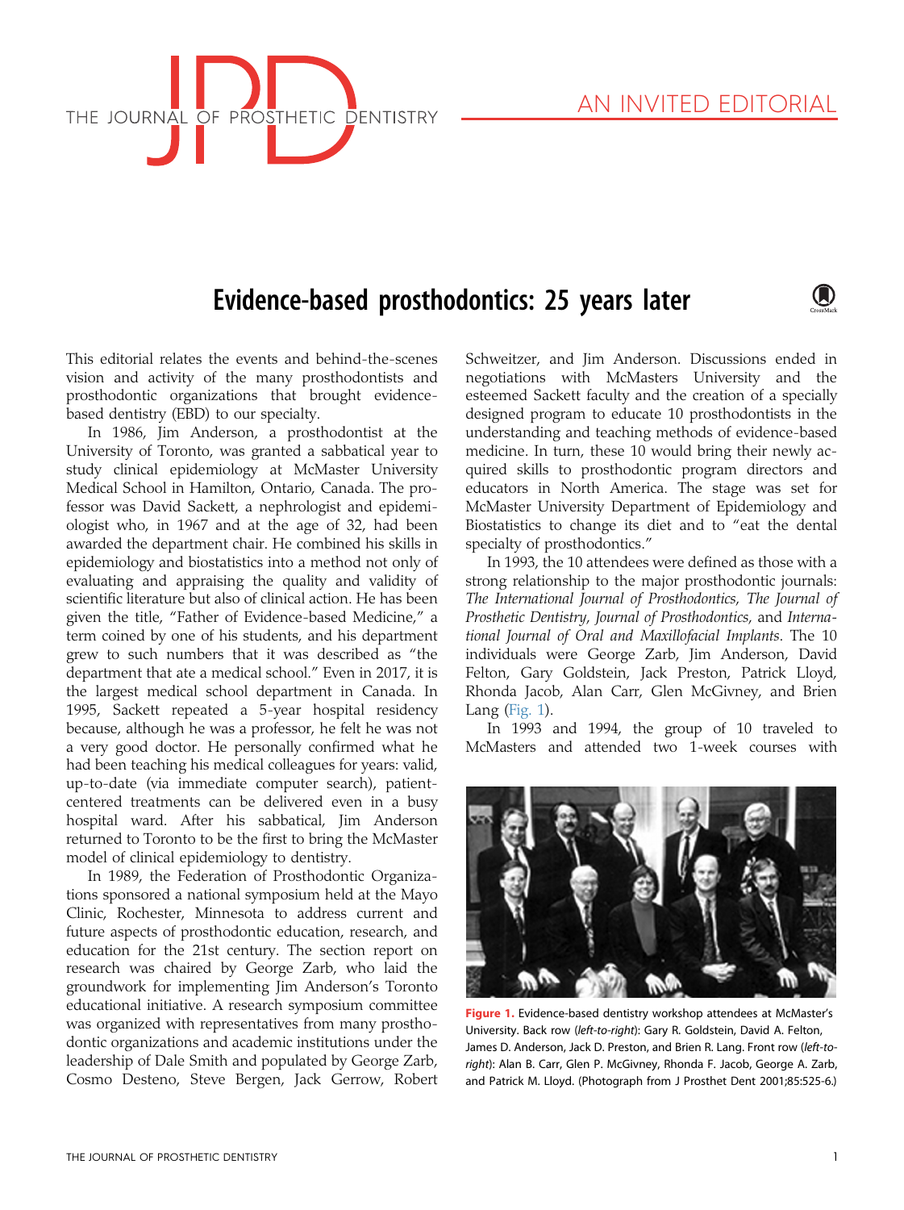AN INVITED EDITORIAL

# Evidence-based prosthodontics: 25 years later

This editorial relates the events and behind-the-scenes vision and activity of the many prosthodontists and prosthodontic organizations that brought evidence-based dentistry (EBD) to our specialty.

In 1986, Jim Anderson, a prosthodontist at the University of Toronto, was granted a sabbatical year to study clinical epidemiology at McMaster University Medical School in Hamilton, Ontario, Canada. The professor was David Sackett, a nephrologist and epidemiologist who, in 1967 and at the age of 32, had been awarded the department chair. He combined his skills in epidemiology and biostatistics into a method not only of evaluating and appraising the quality and validity of scientific literature but also of clinical action. He has been given the title, "Father of Evidence-based Medicine," a term coined by one of his students, and his department grew to such numbers that it was described as "the department that ate a medical school." Even in 2017, it is the largest medical school department in Canada. In 1995, Sackett repeated a 5-year hospital residency because, although he was a professor, he felt he was not a very good doctor. He personally confirmed what he had been teaching his medical colleagues for years: valid, up-to-date (via immediate computer search), patient-centered treatments can be delivered even in a busy hospital ward. After his sabbatical, Jim Anderson returned to Toronto to be the first to bring the McMaster model of clinical epidemiology to dentistry.

In 1989, the Federation of Prosthodontic Organizations sponsored a national symposium held at the Mayo Clinic, Rochester, Minnesota to address current and future aspects of prosthodontic education, research, and education for the 21st century. The section report on research was chaired by George Zarb, who laid the groundwork for implementing Jim Anderson's Toronto educational initiative. A research symposium committee was organized with representatives from many prosthodontic organizations and academic institutions under the leadership of Dale Smith and populated by George Zarb, Cosmo Desteno, Steve Bergen, Jack Gerrow, Robert Schweitzer, and Jim Anderson. Discussions ended in negotiations with McMasters University and the esteemed Sackett faculty and the creation of a specially designed program to educate 10 prosthodontists in the understanding and teaching methods of evidence-based medicine. In turn, these 10 would bring their newly acquired skills to prosthodontic program directors and educators in North America. The stage was set for McMaster University Department of Epidemiology and Biostatistics to change its diet and to "eat the dental specialty of prosthodontics."

In 1993, the 10 attendees were defined as those with a strong relationship to the major prosthodontic journals: *The International Journal of Prosthodontics*, *The Journal of Prosthetic Dentistry*, *Journal of Prosthodontics*, and *International Journal of Oral and Maxillofacial Implants*. The 10 individuals were George Zarb, Jim Anderson, David Felton, Gary Goldstein, Jack Preston, Patrick Lloyd, Rhonda Jacob, Alan Carr, Glen McGivney, and Brien Lang (Fig. 1).

In 1993 and 1994, the group of 10 traveled to McMasters and attended two 1-week courses with

**Figure 1.** Evidence-based dentistry workshop attendees at McMaster's University. Back row (*left-to-right*): Gary R. Goldstein, David A. Felton, James D. Anderson, Jack D. Preston, and Brien R. Lang. Front row (*left-to-right*): Alan B. Carr, Glen P. McGivney, Rhonda F. Jacob, George A. Zarb, and Patrick M. Lloyd. (Photograph from J Prosthet Dent 2001;85:525-6.)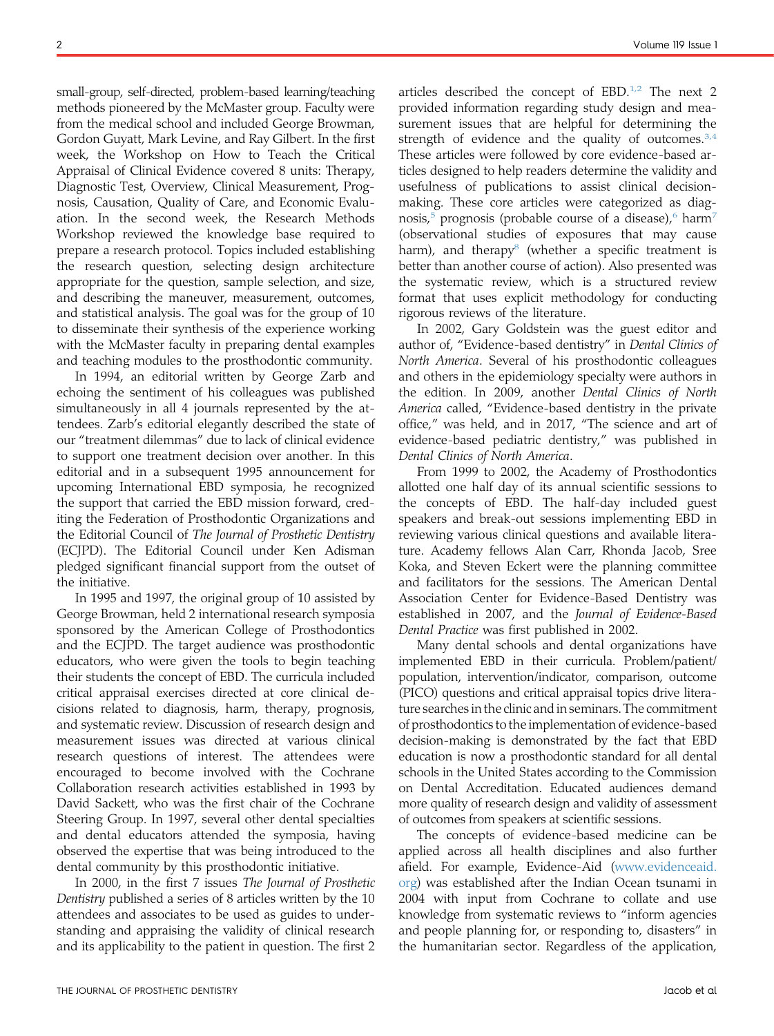small-group, self-directed, problem-based learning/teaching methods pioneered by the McMaster group. Faculty were from the medical school and included George Browman, Gordon Guyatt, Mark Levine, and Ray Gilbert. In the first week, the Workshop on How to Teach the Critical Appraisal of Clinical Evidence covered 8 units: Therapy, Diagnostic Test, Overview, Clinical Measurement, Prognosis, Causation, Quality of Care, and Economic Evaluation. In the second week, the Research Methods Workshop reviewed the knowledge base required to prepare a research protocol. Topics included establishing the research question, selecting design architecture appropriate for the question, sample selection, and size, and describing the maneuver, measurement, outcomes, and statistical analysis. The goal was for the group of 10 to disseminate their synthesis of the experience working with the McMaster faculty in preparing dental examples and teaching modules to the prosthodontic community.

In 1994, an editorial written by George Zarb and echoing the sentiment of his colleagues was published simultaneously in all 4 journals represented by the attendees. Zarb's editorial elegantly described the state of our "treatment dilemmas" due to lack of clinical evidence to support one treatment decision over another. In this editorial and in a subsequent 1995 announcement for upcoming International EBD symposia, he recognized the support that carried the EBD mission forward, crediting the Federation of Prosthodontic Organizations and the Editorial Council of *The Journal of Prosthetic Dentistry* (ECJPD). The Editorial Council under Ken Adisman pledged significant financial support from the outset of the initiative.

In 1995 and 1997, the original group of 10 assisted by George Browman, held 2 international research symposia sponsored by the American College of Prosthodontics and the ECJPD. The target audience was prosthodontic educators, who were given the tools to begin teaching their students the concept of EBD. The curricula included critical appraisal exercises directed at core clinical decisions related to diagnosis, harm, therapy, prognosis, and systematic review. Discussion of research design and measurement issues was directed at various clinical research questions of interest. The attendees were encouraged to become involved with the Cochrane Collaboration research activities established in 1993 by David Sackett, who was the first chair of the Cochrane Steering Group. In 1997, several other dental specialties and dental educators attended the symposia, having observed the expertise that was being introduced to the dental community by this prosthodontic initiative.

In 2000, in the first 7 issues *The Journal of Prosthetic Dentistry* published a series of 8 articles written by the 10 attendees and associates to be used as guides to understanding and appraising the validity of clinical research and its applicability to the patient in question. The first 2 articles described the concept of EBD.[1,2] The next 2 provided information regarding study design and measurement issues that are helpful for determining the strength of evidence and the quality of outcomes.[3,4] These articles were followed by core evidence-based articles designed to help readers determine the validity and usefulness of publications to assist clinical decision-making. These core articles were categorized as diagnosis,[5] prognosis (probable course of a disease),[6] harm[7] (observational studies of exposures that may cause harm), and therapy[8] (whether a specific treatment is better than another course of action). Also presented was the systematic review, which is a structured review format that uses explicit methodology for conducting rigorous reviews of the literature.

In 2002, Gary Goldstein was the guest editor and author of, "Evidence-based dentistry" in *Dental Clinics of North America*. Several of his prosthodontic colleagues and others in the epidemiology specialty were authors in the edition. In 2009, another *Dental Clinics of North America* called, "Evidence-based dentistry in the private office," was held, and in 2017, "The science and art of evidence-based pediatric dentistry," was published in *Dental Clinics of North America*.

From 1999 to 2002, the Academy of Prosthodontics allotted one half day of its annual scientific sessions to the concepts of EBD. The half-day included guest speakers and break-out sessions implementing EBD in reviewing various clinical questions and available literature. Academy fellows Alan Carr, Rhonda Jacob, Sree Koka, and Steven Eckert were the planning committee and facilitators for the sessions. The American Dental Association Center for Evidence-Based Dentistry was established in 2007, and the *Journal of Evidence-Based Dental Practice* was first published in 2002.

Many dental schools and dental organizations have implemented EBD in their curricula. Problem/patient/population, intervention/indicator, comparison, outcome (PICO) questions and critical appraisal topics drive literature searches in the clinic and in seminars. The commitment of prosthodontics to the implementation of evidence-based decision-making is demonstrated by the fact that EBD education is now a prosthodontic standard for all dental schools in the United States according to the Commission on Dental Accreditation. Educated audiences demand more quality of research design and validity of assessment of outcomes from speakers at scientific sessions.

The concepts of evidence-based medicine can be applied across all health disciplines and also further afield. For example, Evidence-Aid (www.evidenceaid.org) was established after the Indian Ocean tsunami in 2004 with input from Cochrane to collate and use knowledge from systematic reviews to "inform agencies and people planning for, or responding to, disasters" in the humanitarian sector. Regardless of the application,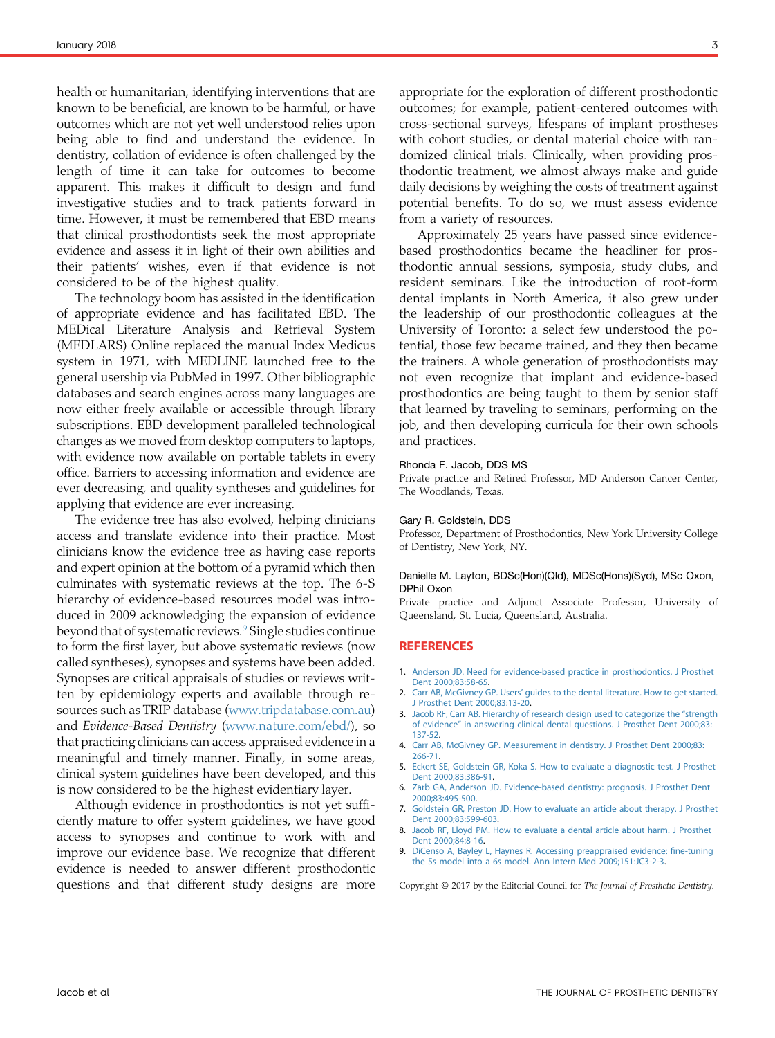health or humanitarian, identifying interventions that are known to be beneficial, are known to be harmful, or have outcomes which are not yet well understood relies upon being able to find and understand the evidence. In dentistry, collation of evidence is often challenged by the length of time it can take for outcomes to become apparent. This makes it difficult to design and fund investigative studies and to track patients forward in time. However, it must be remembered that EBD means that clinical prosthodontists seek the most appropriate evidence and assess it in light of their own abilities and their patients' wishes, even if that evidence is not considered to be of the highest quality.

The technology boom has assisted in the identification of appropriate evidence and has facilitated EBD. The MEDical Literature Analysis and Retrieval System (MEDLARS) Online replaced the manual Index Medicus system in 1971, with MEDLINE launched free to the general usership via PubMed in 1997. Other bibliographic databases and search engines across many languages are now either freely available or accessible through library subscriptions. EBD development paralleled technological changes as we moved from desktop computers to laptops, with evidence now available on portable tablets in every office. Barriers to accessing information and evidence are ever decreasing, and quality syntheses and guidelines for applying that evidence are ever increasing.

The evidence tree has also evolved, helping clinicians access and translate evidence into their practice. Most clinicians know the evidence tree as having case reports and expert opinion at the bottom of a pyramid which then culminates with systematic reviews at the top. The 6-S hierarchy of evidence-based resources model was introduced in 2009 acknowledging the expansion of evidence beyond that of systematic reviews.[9] Single studies continue to form the first layer, but above systematic reviews (now called syntheses), synopses and systems have been added. Synopses are critical appraisals of studies or reviews written by epidemiology experts and available through resources such as TRIP database (www.tripdatabase.com.au) and *Evidence-Based Dentistry* (www.nature.com/ebd/), so that practicing clinicians can access appraised evidence in a meaningful and timely manner. Finally, in some areas, clinical system guidelines have been developed, and this is now considered to be the highest evidentiary layer.

Although evidence in prosthodontics is not yet sufficiently mature to offer system guidelines, we have good access to synopses and continue to work with and improve our evidence base. We recognize that different evidence is needed to answer different prosthodontic questions and that different study designs are more appropriate for the exploration of different prosthodontic outcomes; for example, patient-centered outcomes with cross-sectional surveys, lifespans of implant prostheses with cohort studies, or dental material choice with randomized clinical trials. Clinically, when providing prosthodontic treatment, we almost always make and guide daily decisions by weighing the costs of treatment against potential benefits. To do so, we must assess evidence from a variety of resources.

Approximately 25 years have passed since evidence-based prosthodontics became the headliner for prosthodontic annual sessions, symposia, study clubs, and resident seminars. Like the introduction of root-form dental implants in North America, it also grew under the leadership of our prosthodontic colleagues at the University of Toronto: a select few understood the potential, those few became trained, and they then became the trainers. A whole generation of prosthodontists may not even recognize that implant and evidence-based prosthodontics are being taught to them by senior staff that learned by traveling to seminars, performing on the job, and then developing curricula for their own schools and practices.

Rhonda F. Jacob, DDS MS
Private practice and Retired Professor, MD Anderson Cancer Center, The Woodlands, Texas.

Gary R. Goldstein, DDS
Professor, Department of Prosthodontics, New York University College of Dentistry, New York, NY.

Danielle M. Layton, BDSc(Hon)(Qld), MDSc(Hons)(Syd), MSc Oxon, DPhil Oxon
Private practice and Adjunct Associate Professor, University of Queensland, St. Lucia, Queensland, Australia.

## REFERENCES

1. Anderson JD. Need for evidence-based practice in prosthodontics. J Prosthet Dent 2000;83:58-65.
2. Carr AB, McGivney GP. Users' guides to the dental literature. How to get started. J Prosthet Dent 2000;83:13-20.
3. Jacob RF, Carr AB. Hierarchy of research design used to categorize the "strength of evidence" in answering clinical dental questions. J Prosthet Dent 2000;83:137-52.
4. Carr AB, McGivney GP. Measurement in dentistry. J Prosthet Dent 2000;83:266-71.
5. Eckert SE, Goldstein GR, Koka S. How to evaluate a diagnostic test. J Prosthet Dent 2000;83:386-91.
6. Zarb GA, Anderson JD. Evidence-based dentistry: prognosis. J Prosthet Dent 2000;83:495-500.
7. Goldstein GR, Preston JD. How to evaluate an article about therapy. J Prosthet Dent 2000;83:599-603.
8. Jacob RF, Lloyd PM. How to evaluate a dental article about harm. J Prosthet Dent 2000;84:8-16.
9. DiCenso A, Bayley L, Haynes R. Accessing preappraised evidence: fine-tuning the 5s model into a 6s model. Ann Intern Med 2009;151:JC3-2-3.

Copyright © 2017 by the Editorial Council for *The Journal of Prosthetic Dentistry.*